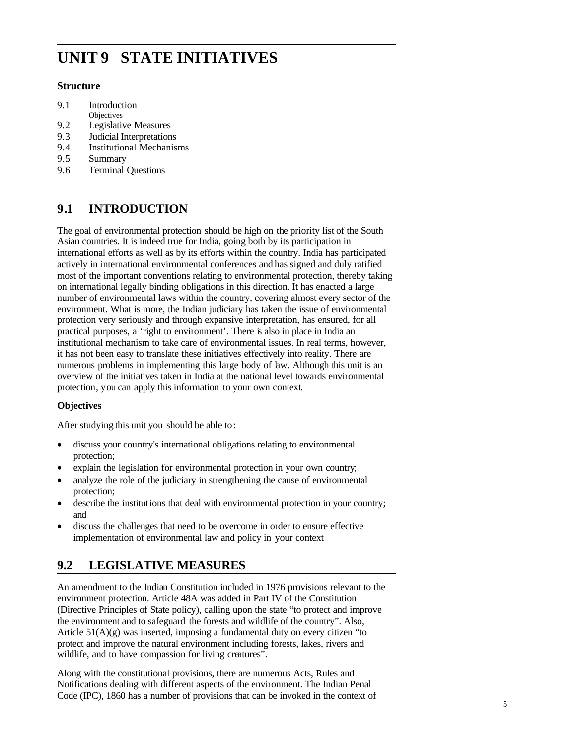# UNIT 9 STATE INITIATIVES

### Structure

9.1 Introduction
  Objectives
9.2 Legislative Measures
9.3 Judicial Interpretations
9.4 Institutional Mechanisms
9.5 Summary
9.6 Terminal Questions

## 9.1 INTRODUCTION

The goal of environmental protection should be high on the priority list of the South Asian countries. It is indeed true for India, going both by its participation in international efforts as well as by its efforts within the country. India has participated actively in international environmental conferences and has signed and duly ratified most of the important conventions relating to environmental protection, thereby taking on international legally binding obligations in this direction. It has enacted a large number of environmental laws within the country, covering almost every sector of the environment. What is more, the Indian judiciary has taken the issue of environmental protection very seriously and through expansive interpretation, has ensured, for all practical purposes, a 'right to environment'. There is also in place in India an institutional mechanism to take care of environmental issues. In real terms, however, it has not been easy to translate these initiatives effectively into reality. There are numerous problems in implementing this large body of law. Although this unit is an overview of the initiatives taken in India at the national level towards environmental protection, you can apply this information to your own context.

### Objectives

After studying this unit you should be able to:

- discuss your country's international obligations relating to environmental protection;
- explain the legislation for environmental protection in your own country;
- analyze the role of the judiciary in strengthening the cause of environmental protection;
- describe the institutions that deal with environmental protection in your country; and
- discuss the challenges that need to be overcome in order to ensure effective implementation of environmental law and policy in your context

## 9.2 LEGISLATIVE MEASURES

An amendment to the Indian Constitution included in 1976 provisions relevant to the environment protection. Article 48A was added in Part IV of the Constitution (Directive Principles of State policy), calling upon the state "to protect and improve the environment and to safeguard the forests and wildlife of the country". Also, Article 51(A)(g) was inserted, imposing a fundamental duty on every citizen "to protect and improve the natural environment including forests, lakes, rivers and wildlife, and to have compassion for living creatures".

Along with the constitutional provisions, there are numerous Acts, Rules and Notifications dealing with different aspects of the environment. The Indian Penal Code (IPC), 1860 has a number of provisions that can be invoked in the context of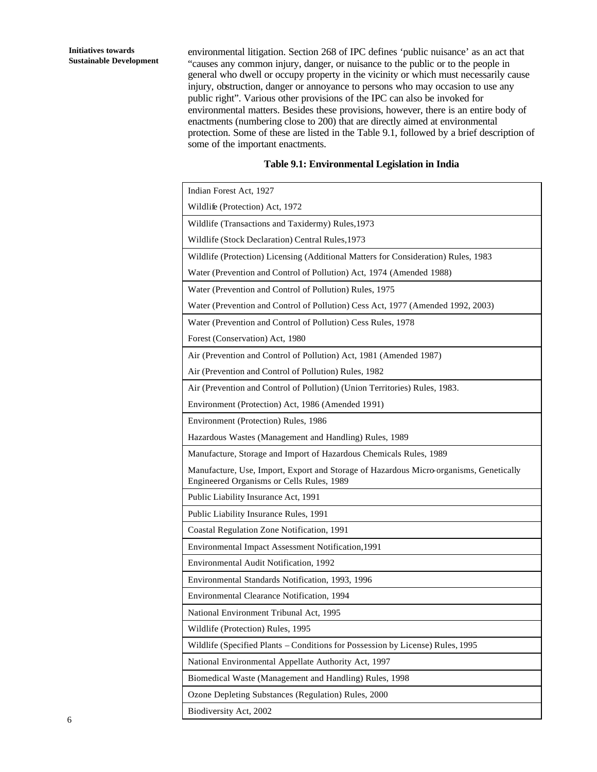environmental litigation. Section 268 of IPC defines 'public nuisance' as an act that "causes any common injury, danger, or nuisance to the public or to the people in general who dwell or occupy property in the vicinity or which must necessarily cause injury, obstruction, danger or annoyance to persons who may occasion to use any public right". Various other provisions of the IPC can also be invoked for environmental matters. Besides these provisions, however, there is an entire body of enactments (numbering close to 200) that are directly aimed at environmental protection. Some of these are listed in the Table 9.1, followed by a brief description of some of the important enactments.

**Table 9.1: Environmental Legislation in India**

| |
|---|
| Indian Forest Act, 1927 |
| Wildlife (Protection) Act, 1972 |
| Wildlife (Transactions and Taxidermy) Rules,1973 |
| Wildlife (Stock Declaration) Central Rules,1973 |
| Wildlife (Protection) Licensing (Additional Matters for Consideration) Rules, 1983 |
| Water (Prevention and Control of Pollution) Act, 1974 (Amended 1988) |
| Water (Prevention and Control of Pollution) Rules, 1975 |
| Water (Prevention and Control of Pollution) Cess Act, 1977 (Amended 1992, 2003) |
| Water (Prevention and Control of Pollution) Cess Rules, 1978 |
| Forest (Conservation) Act, 1980 |
| Air (Prevention and Control of Pollution) Act, 1981 (Amended 1987) |
| Air (Prevention and Control of Pollution) Rules, 1982 |
| Air (Prevention and Control of Pollution) (Union Territories) Rules, 1983. |
| Environment (Protection) Act, 1986 (Amended 1991) |
| Environment (Protection) Rules, 1986 |
| Hazardous Wastes (Management and Handling) Rules, 1989 |
| Manufacture, Storage and Import of Hazardous Chemicals Rules, 1989 |
| Manufacture, Use, Import, Export and Storage of Hazardous Micro-organisms, Genetically Engineered Organisms or Cells Rules, 1989 |
| Public Liability Insurance Act, 1991 |
| Public Liability Insurance Rules, 1991 |
| Coastal Regulation Zone Notification, 1991 |
| Environmental Impact Assessment Notification,1991 |
| Environmental Audit Notification, 1992 |
| Environmental Standards Notification, 1993, 1996 |
| Environmental Clearance Notification, 1994 |
| National Environment Tribunal Act, 1995 |
| Wildlife (Protection) Rules, 1995 |
| Wildlife (Specified Plants – Conditions for Possession by License) Rules, 1995 |
| National Environmental Appellate Authority Act, 1997 |
| Biomedical Waste (Management and Handling) Rules, 1998 |
| Ozone Depleting Substances (Regulation) Rules, 2000 |
| Biodiversity Act, 2002 |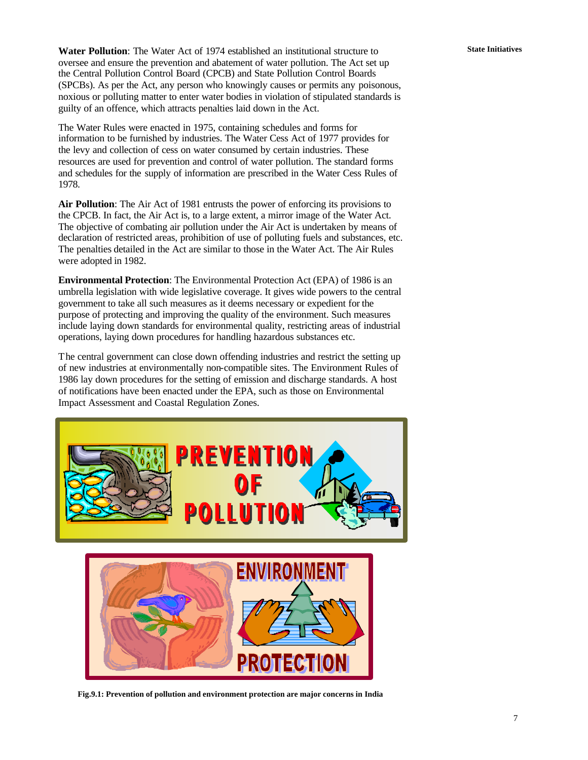**Water Pollution**: The Water Act of 1974 established an institutional structure to oversee and ensure the prevention and abatement of water pollution. The Act set up the Central Pollution Control Board (CPCB) and State Pollution Control Boards (SPCBs). As per the Act, any person who knowingly causes or permits any poisonous, noxious or polluting matter to enter water bodies in violation of stipulated standards is guilty of an offence, which attracts penalties laid down in the Act.

The Water Rules were enacted in 1975, containing schedules and forms for information to be furnished by industries. The Water Cess Act of 1977 provides for the levy and collection of cess on water consumed by certain industries. These resources are used for prevention and control of water pollution. The standard forms and schedules for the supply of information are prescribed in the Water Cess Rules of 1978.

**Air Pollution**: The Air Act of 1981 entrusts the power of enforcing its provisions to the CPCB. In fact, the Air Act is, to a large extent, a mirror image of the Water Act. The objective of combating air pollution under the Air Act is undertaken by means of declaration of restricted areas, prohibition of use of polluting fuels and substances, etc. The penalties detailed in the Act are similar to those in the Water Act. The Air Rules were adopted in 1982.

**Environmental Protection**: The Environmental Protection Act (EPA) of 1986 is an umbrella legislation with wide legislative coverage. It gives wide powers to the central government to take all such measures as it deems necessary or expedient for the purpose of protecting and improving the quality of the environment. Such measures include laying down standards for environmental quality, restricting areas of industrial operations, laying down procedures for handling hazardous substances etc.

The central government can close down offending industries and restrict the setting up of new industries at environmentally non-compatible sites. The Environment Rules of 1986 lay down procedures for the setting of emission and discharge standards. A host of notifications have been enacted under the EPA, such as those on Environmental Impact Assessment and Coastal Regulation Zones.

**Fig.9.1: Prevention of pollution and environment protection are major concerns in India**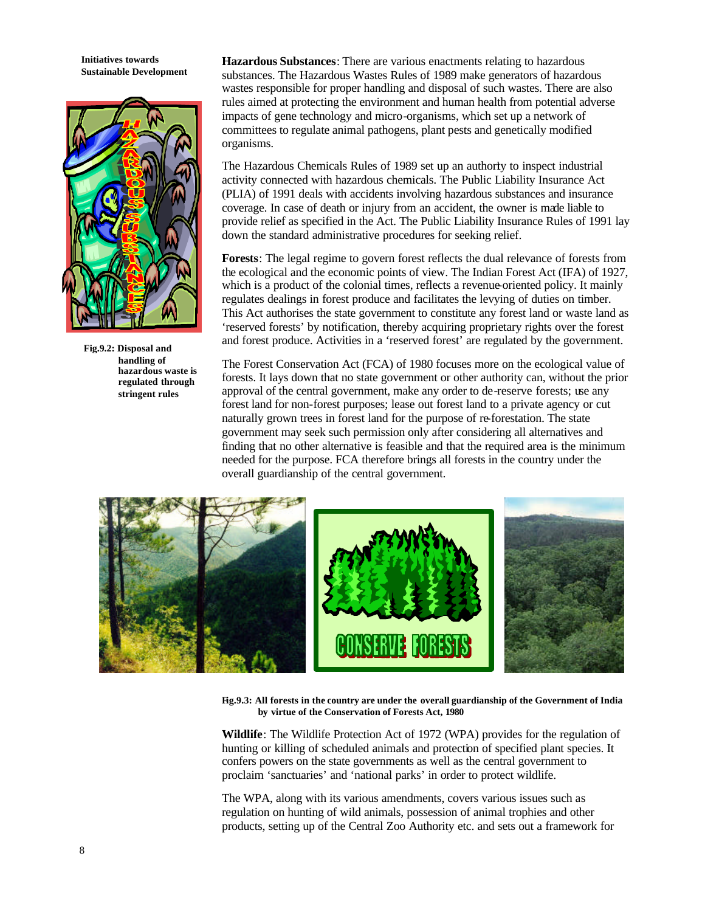**Hazardous Substances**: There are various enactments relating to hazardous substances. The Hazardous Wastes Rules of 1989 make generators of hazardous wastes responsible for proper handling and disposal of such wastes. There are also rules aimed at protecting the environment and human health from potential adverse impacts of gene technology and micro-organisms, which set up a network of committees to regulate animal pathogens, plant pests and genetically modified organisms.

Fig.9.2: Disposal and handling of hazardous waste is regulated through stringent rules

The Hazardous Chemicals Rules of 1989 set up an authority to inspect industrial activity connected with hazardous chemicals. The Public Liability Insurance Act (PLIA) of 1991 deals with accidents involving hazardous substances and insurance coverage. In case of death or injury from an accident, the owner is made liable to provide relief as specified in the Act. The Public Liability Insurance Rules of 1991 lay down the standard administrative procedures for seeking relief.

**Forests**: The legal regime to govern forest reflects the dual relevance of forests from the ecological and the economic points of view. The Indian Forest Act (IFA) of 1927, which is a product of the colonial times, reflects a revenue-oriented policy. It mainly regulates dealings in forest produce and facilitates the levying of duties on timber. This Act authorises the state government to constitute any forest land or waste land as 'reserved forests' by notification, thereby acquiring proprietary rights over the forest and forest produce. Activities in a 'reserved forest' are regulated by the government.

The Forest Conservation Act (FCA) of 1980 focuses more on the ecological value of forests. It lays down that no state government or other authority can, without the prior approval of the central government, make any order to de-reserve forests; use any forest land for non-forest purposes; lease out forest land to a private agency or cut naturally grown trees in forest land for the purpose of re-forestation. The state government may seek such permission only after considering all alternatives and finding that no other alternative is feasible and that the required area is the minimum needed for the purpose. FCA therefore brings all forests in the country under the overall guardianship of the central government.

Fig.9.3: All forests in the country are under the overall guardianship of the Government of India by virtue of the Conservation of Forests Act, 1980

**Wildlife**: The Wildlife Protection Act of 1972 (WPA) provides for the regulation of hunting or killing of scheduled animals and protection of specified plant species. It confers powers on the state governments as well as the central government to proclaim 'sanctuaries' and 'national parks' in order to protect wildlife.

The WPA, along with its various amendments, covers various issues such as regulation on hunting of wild animals, possession of animal trophies and other products, setting up of the Central Zoo Authority etc. and sets out a framework for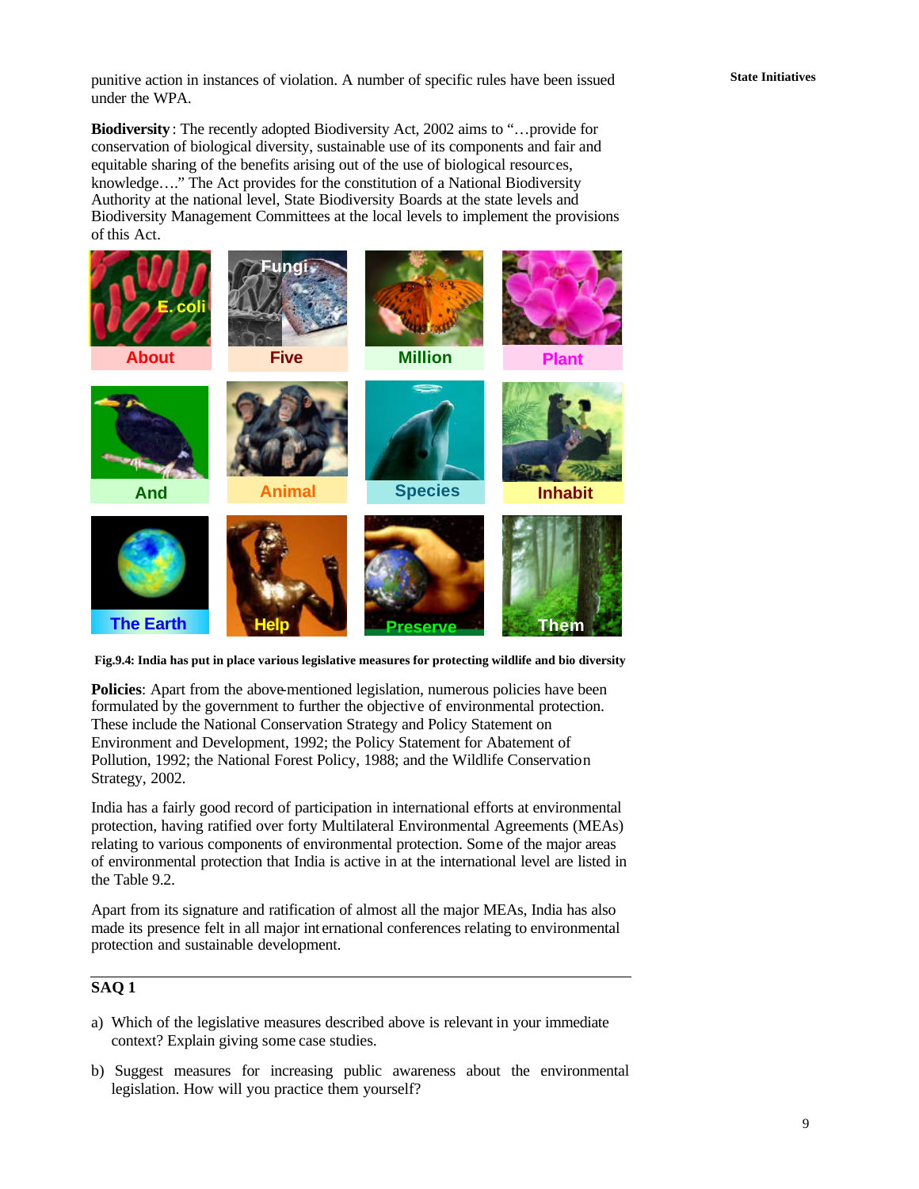punitive action in instances of violation. A number of specific rules have been issued under the WPA.

**Biodiversity**: The recently adopted Biodiversity Act, 2002 aims to "…provide for conservation of biological diversity, sustainable use of its components and fair and equitable sharing of the benefits arising out of the use of biological resources, knowledge…." The Act provides for the constitution of a National Biodiversity Authority at the national level, State Biodiversity Boards at the state levels and Biodiversity Management Committees at the local levels to implement the provisions of this Act.

**Fig.9.4: India has put in place various legislative measures for protecting wildlife and bio diversity**

**Policies**: Apart from the above-mentioned legislation, numerous policies have been formulated by the government to further the objective of environmental protection. These include the National Conservation Strategy and Policy Statement on Environment and Development, 1992; the Policy Statement for Abatement of Pollution, 1992; the National Forest Policy, 1988; and the Wildlife Conservation Strategy, 2002.

India has a fairly good record of participation in international efforts at environmental protection, having ratified over forty Multilateral Environmental Agreements (MEAs) relating to various components of environmental protection. Some of the major areas of environmental protection that India is active in at the international level are listed in the Table 9.2.

Apart from its signature and ratification of almost all the major MEAs, India has also made its presence felt in all major international conferences relating to environmental protection and sustainable development.

## SAQ 1

a) Which of the legislative measures described above is relevant in your immediate context? Explain giving some case studies.

b) Suggest measures for increasing public awareness about the environmental legislation. How will you practice them yourself?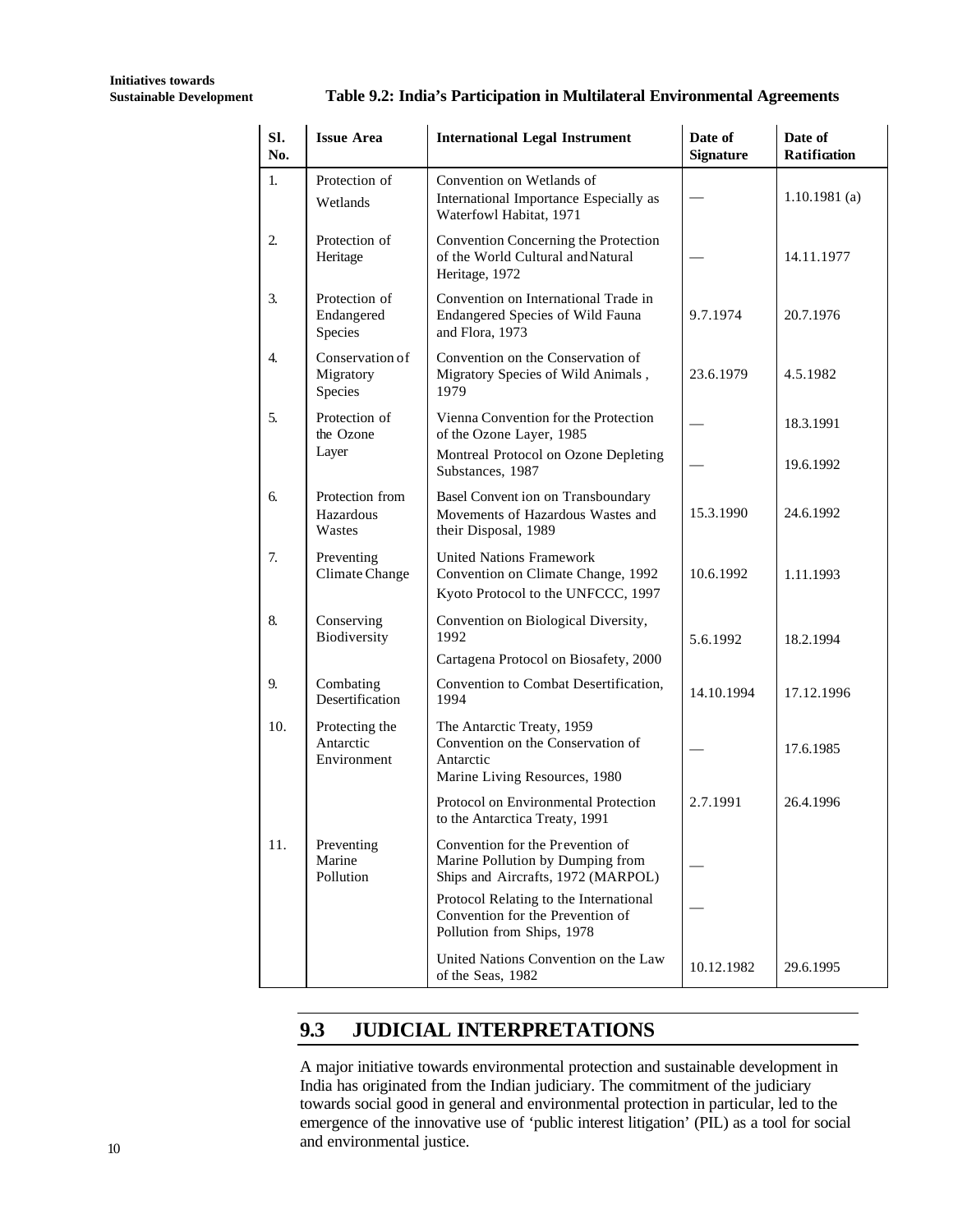**Table 9.2: India's Participation in Multilateral Environmental Agreements**

| Sl. No. | Issue Area | International Legal Instrument | Date of Signature | Date of Ratification |
|---|---|---|---|---|
| 1. | Protection of Wetlands | Convention on Wetlands of International Importance Especially as Waterfowl Habitat, 1971 | — | 1.10.1981 (a) |
| 2. | Protection of Heritage | Convention Concerning the Protection of the World Cultural and Natural Heritage, 1972 | — | 14.11.1977 |
| 3. | Protection of Endangered Species | Convention on International Trade in Endangered Species of Wild Fauna and Flora, 1973 | 9.7.1974 | 20.7.1976 |
| 4. | Conservation of Migratory Species | Convention on the Conservation of Migratory Species of Wild Animals , 1979 | 23.6.1979 | 4.5.1982 |
| 5. | Protection of the Ozone Layer | Vienna Convention for the Protection of the Ozone Layer, 1985 | — | 18.3.1991 |
| | | Montreal Protocol on Ozone Depleting Substances, 1987 | — | 19.6.1992 |
| 6. | Protection from Hazardous Wastes | Basel Convention on Transboundary Movements of Hazardous Wastes and their Disposal, 1989 | 15.3.1990 | 24.6.1992 |
| 7. | Preventing Climate Change | United Nations Framework Convention on Climate Change, 1992 Kyoto Protocol to the UNFCCC, 1997 | 10.6.1992 | 1.11.1993 |
| 8. | Conserving Biodiversity | Convention on Biological Diversity, 1992 Cartagena Protocol on Biosafety, 2000 | 5.6.1992 | 18.2.1994 |
| 9. | Combating Desertification | Convention to Combat Desertification, 1994 | 14.10.1994 | 17.12.1996 |
| 10. | Protecting the Antarctic Environment | The Antarctic Treaty, 1959 Convention on the Conservation of Antarctic Marine Living Resources, 1980 | — | 17.6.1985 |
| | | Protocol on Environmental Protection to the Antarctica Treaty, 1991 | 2.7.1991 | 26.4.1996 |
| 11. | Preventing Marine Pollution | Convention for the Prevention of Marine Pollution by Dumping from Ships and Aircrafts, 1972 (MARPOL) | — | |
| | | Protocol Relating to the International Convention for the Prevention of Pollution from Ships, 1978 | — | |
| | | United Nations Convention on the Law of the Seas, 1982 | 10.12.1982 | 29.6.1995 |

## 9.3 JUDICIAL INTERPRETATIONS

A major initiative towards environmental protection and sustainable development in India has originated from the Indian judiciary. The commitment of the judiciary towards social good in general and environmental protection in particular, led to the emergence of the innovative use of 'public interest litigation' (PIL) as a tool for social and environmental justice.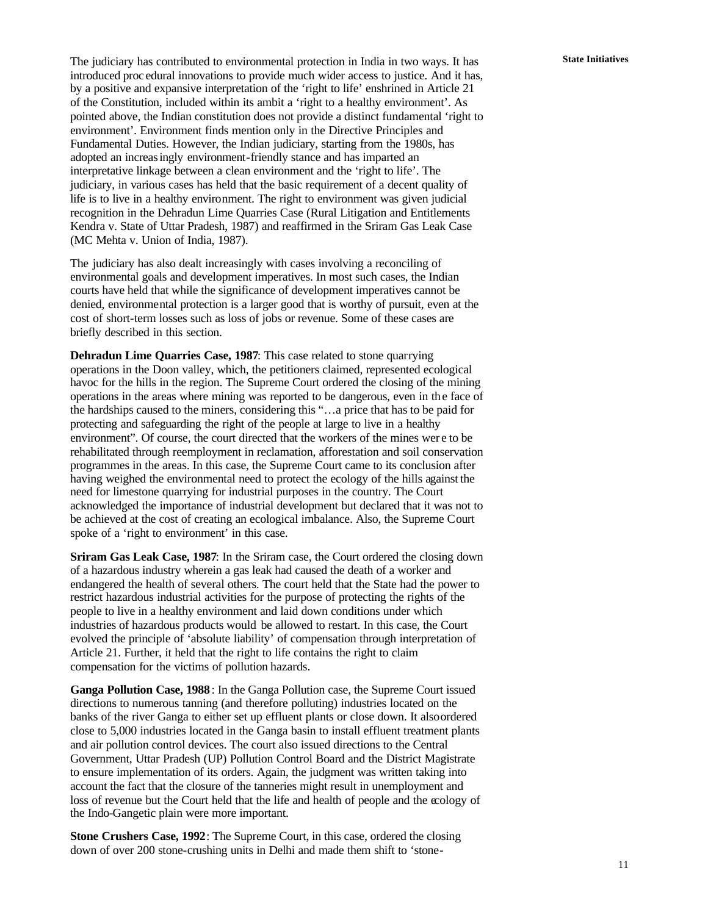The judiciary has contributed to environmental protection in India in two ways. It has introduced procedural innovations to provide much wider access to justice. And it has, by a positive and expansive interpretation of the 'right to life' enshrined in Article 21 of the Constitution, included within its ambit a 'right to a healthy environment'. As pointed above, the Indian constitution does not provide a distinct fundamental 'right to environment'. Environment finds mention only in the Directive Principles and Fundamental Duties. However, the Indian judiciary, starting from the 1980s, has adopted an increasingly environment-friendly stance and has imparted an interpretative linkage between a clean environment and the 'right to life'. The judiciary, in various cases has held that the basic requirement of a decent quality of life is to live in a healthy environment. The right to environment was given judicial recognition in the Dehradun Lime Quarries Case (Rural Litigation and Entitlements Kendra v. State of Uttar Pradesh, 1987) and reaffirmed in the Sriram Gas Leak Case (MC Mehta v. Union of India, 1987).

The judiciary has also dealt increasingly with cases involving a reconciling of environmental goals and development imperatives. In most such cases, the Indian courts have held that while the significance of development imperatives cannot be denied, environmental protection is a larger good that is worthy of pursuit, even at the cost of short-term losses such as loss of jobs or revenue. Some of these cases are briefly described in this section.

**Dehradun Lime Quarries Case, 1987**: This case related to stone quarrying operations in the Doon valley, which, the petitioners claimed, represented ecological havoc for the hills in the region. The Supreme Court ordered the closing of the mining operations in the areas where mining was reported to be dangerous, even in the face of the hardships caused to the miners, considering this "…a price that has to be paid for protecting and safeguarding the right of the people at large to live in a healthy environment". Of course, the court directed that the workers of the mines were to be rehabilitated through reemployment in reclamation, afforestation and soil conservation programmes in the areas. In this case, the Supreme Court came to its conclusion after having weighed the environmental need to protect the ecology of the hills against the need for limestone quarrying for industrial purposes in the country. The Court acknowledged the importance of industrial development but declared that it was not to be achieved at the cost of creating an ecological imbalance. Also, the Supreme Court spoke of a 'right to environment' in this case.

**Sriram Gas Leak Case, 1987**: In the Sriram case, the Court ordered the closing down of a hazardous industry wherein a gas leak had caused the death of a worker and endangered the health of several others. The court held that the State had the power to restrict hazardous industrial activities for the purpose of protecting the rights of the people to live in a healthy environment and laid down conditions under which industries of hazardous products would be allowed to restart. In this case, the Court evolved the principle of 'absolute liability' of compensation through interpretation of Article 21. Further, it held that the right to life contains the right to claim compensation for the victims of pollution hazards.

**Ganga Pollution Case, 1988**: In the Ganga Pollution case, the Supreme Court issued directions to numerous tanning (and therefore polluting) industries located on the banks of the river Ganga to either set up effluent plants or close down. It also ordered close to 5,000 industries located in the Ganga basin to install effluent treatment plants and air pollution control devices. The court also issued directions to the Central Government, Uttar Pradesh (UP) Pollution Control Board and the District Magistrate to ensure implementation of its orders. Again, the judgment was written taking into account the fact that the closure of the tanneries might result in unemployment and loss of revenue but the Court held that the life and health of people and the ecology of the Indo-Gangetic plain were more important.

**Stone Crushers Case, 1992**: The Supreme Court, in this case, ordered the closing down of over 200 stone-crushing units in Delhi and made them shift to 'stone-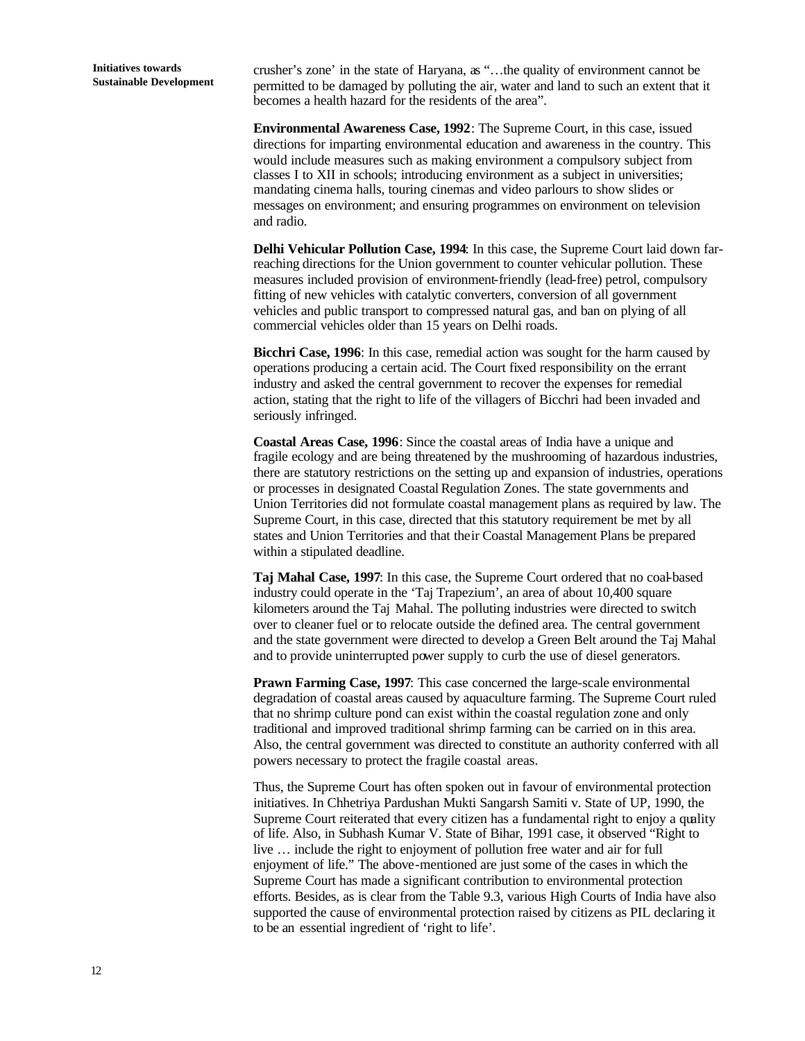crusher's zone' in the state of Haryana, as "…the quality of environment cannot be permitted to be damaged by polluting the air, water and land to such an extent that it becomes a health hazard for the residents of the area".

**Environmental Awareness Case, 1992**: The Supreme Court, in this case, issued directions for imparting environmental education and awareness in the country. This would include measures such as making environment a compulsory subject from classes I to XII in schools; introducing environment as a subject in universities; mandating cinema halls, touring cinemas and video parlours to show slides or messages on environment; and ensuring programmes on environment on television and radio.

**Delhi Vehicular Pollution Case, 1994**: In this case, the Supreme Court laid down far-reaching directions for the Union government to counter vehicular pollution. These measures included provision of environment-friendly (lead-free) petrol, compulsory fitting of new vehicles with catalytic converters, conversion of all government vehicles and public transport to compressed natural gas, and ban on plying of all commercial vehicles older than 15 years on Delhi roads.

**Bicchri Case, 1996**: In this case, remedial action was sought for the harm caused by operations producing a certain acid. The Court fixed responsibility on the errant industry and asked the central government to recover the expenses for remedial action, stating that the right to life of the villagers of Bicchri had been invaded and seriously infringed.

**Coastal Areas Case, 1996**: Since the coastal areas of India have a unique and fragile ecology and are being threatened by the mushrooming of hazardous industries, there are statutory restrictions on the setting up and expansion of industries, operations or processes in designated Coastal Regulation Zones. The state governments and Union Territories did not formulate coastal management plans as required by law. The Supreme Court, in this case, directed that this statutory requirement be met by all states and Union Territories and that their Coastal Management Plans be prepared within a stipulated deadline.

**Taj Mahal Case, 1997**: In this case, the Supreme Court ordered that no coal-based industry could operate in the 'Taj Trapezium', an area of about 10,400 square kilometers around the Taj Mahal. The polluting industries were directed to switch over to cleaner fuel or to relocate outside the defined area. The central government and the state government were directed to develop a Green Belt around the Taj Mahal and to provide uninterrupted power supply to curb the use of diesel generators.

**Prawn Farming Case, 1997**: This case concerned the large-scale environmental degradation of coastal areas caused by aquaculture farming. The Supreme Court ruled that no shrimp culture pond can exist within the coastal regulation zone and only traditional and improved traditional shrimp farming can be carried on in this area. Also, the central government was directed to constitute an authority conferred with all powers necessary to protect the fragile coastal areas.

Thus, the Supreme Court has often spoken out in favour of environmental protection initiatives. In Chhetriya Pardushan Mukti Sangarsh Samiti v. State of UP, 1990, the Supreme Court reiterated that every citizen has a fundamental right to enjoy a quality of life. Also, in Subhash Kumar V. State of Bihar, 1991 case, it observed "Right to live … include the right to enjoyment of pollution free water and air for full enjoyment of life." The above-mentioned are just some of the cases in which the Supreme Court has made a significant contribution to environmental protection efforts. Besides, as is clear from the Table 9.3, various High Courts of India have also supported the cause of environmental protection raised by citizens as PIL declaring it to be an essential ingredient of 'right to life'.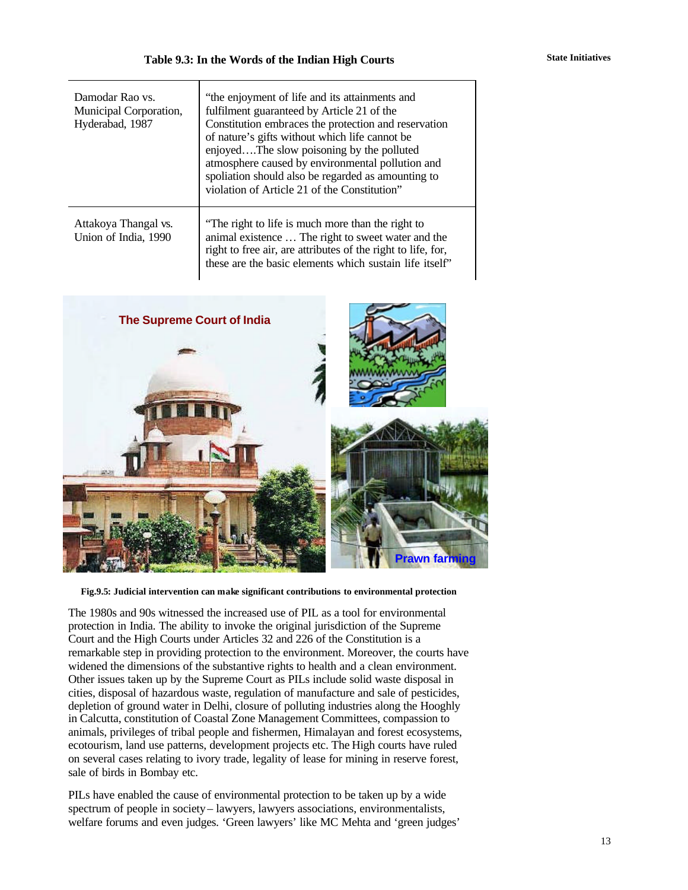**Table 9.3: In the Words of the Indian High Courts**

| | |
|---|---|
| Damodar Rao vs. Municipal Corporation, Hyderabad, 1987 | "the enjoyment of life and its attainments and fulfilment guaranteed by Article 21 of the Constitution embraces the protection and reservation of nature's gifts without which life cannot be enjoyed….The slow poisoning by the polluted atmosphere caused by environmental pollution and spoliation should also be regarded as amounting to violation of Article 21 of the Constitution" |
| Attakoya Thangal vs. Union of India, 1990 | "The right to life is much more than the right to animal existence … The right to sweet water and the right to free air, are attributes of the right to life, for, these are the basic elements which sustain life itself" |

Fig.9.5: Judicial intervention can make significant contributions to environmental protection

The 1980s and 90s witnessed the increased use of PIL as a tool for environmental protection in India. The ability to invoke the original jurisdiction of the Supreme Court and the High Courts under Articles 32 and 226 of the Constitution is a remarkable step in providing protection to the environment. Moreover, the courts have widened the dimensions of the substantive rights to health and a clean environment. Other issues taken up by the Supreme Court as PILs include solid waste disposal in cities, disposal of hazardous waste, regulation of manufacture and sale of pesticides, depletion of ground water in Delhi, closure of polluting industries along the Hooghly in Calcutta, constitution of Coastal Zone Management Committees, compassion to animals, privileges of tribal people and fishermen, Himalayan and forest ecosystems, ecotourism, land use patterns, development projects etc. The High courts have ruled on several cases relating to ivory trade, legality of lease for mining in reserve forest, sale of birds in Bombay etc.

PILs have enabled the cause of environmental protection to be taken up by a wide spectrum of people in society – lawyers, lawyers associations, environmentalists, welfare forums and even judges. 'Green lawyers' like MC Mehta and 'green judges'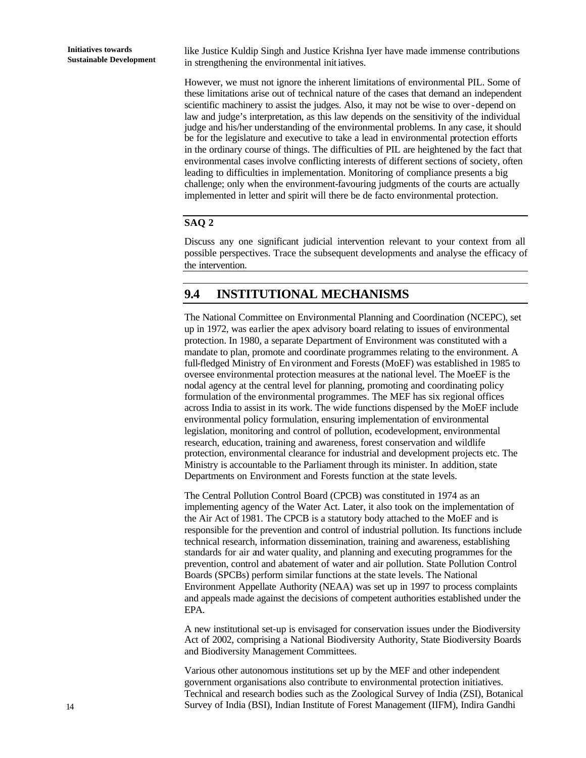like Justice Kuldip Singh and Justice Krishna Iyer have made immense contributions in strengthening the environmental initiatives.

However, we must not ignore the inherent limitations of environmental PIL. Some of these limitations arise out of technical nature of the cases that demand an independent scientific machinery to assist the judges. Also, it may not be wise to over-depend on law and judge's interpretation, as this law depends on the sensitivity of the individual judge and his/her understanding of the environmental problems. In any case, it should be for the legislature and executive to take a lead in environmental protection efforts in the ordinary course of things. The difficulties of PIL are heightened by the fact that environmental cases involve conflicting interests of different sections of society, often leading to difficulties in implementation. Monitoring of compliance presents a big challenge; only when the environment-favouring judgments of the courts are actually implemented in letter and spirit will there be de facto environmental protection.

**SAQ 2**

Discuss any one significant judicial intervention relevant to your context from all possible perspectives. Trace the subsequent developments and analyse the efficacy of the intervention.

## 9.4 INSTITUTIONAL MECHANISMS

The National Committee on Environmental Planning and Coordination (NCEPC), set up in 1972, was earlier the apex advisory board relating to issues of environmental protection. In 1980, a separate Department of Environment was constituted with a mandate to plan, promote and coordinate programmes relating to the environment. A full-fledged Ministry of Environment and Forests (MoEF) was established in 1985 to oversee environmental protection measures at the national level. The MoeEF is the nodal agency at the central level for planning, promoting and coordinating policy formulation of the environmental programmes. The MEF has six regional offices across India to assist in its work. The wide functions dispensed by the MoEF include environmental policy formulation, ensuring implementation of environmental legislation, monitoring and control of pollution, ecodevelopment, environmental research, education, training and awareness, forest conservation and wildlife protection, environmental clearance for industrial and development projects etc. The Ministry is accountable to the Parliament through its minister. In addition, state Departments on Environment and Forests function at the state levels.

The Central Pollution Control Board (CPCB) was constituted in 1974 as an implementing agency of the Water Act. Later, it also took on the implementation of the Air Act of 1981. The CPCB is a statutory body attached to the MoEF and is responsible for the prevention and control of industrial pollution. Its functions include technical research, information dissemination, training and awareness, establishing standards for air and water quality, and planning and executing programmes for the prevention, control and abatement of water and air pollution. State Pollution Control Boards (SPCBs) perform similar functions at the state levels. The National Environment Appellate Authority (NEAA) was set up in 1997 to process complaints and appeals made against the decisions of competent authorities established under the EPA.

A new institutional set-up is envisaged for conservation issues under the Biodiversity Act of 2002, comprising a National Biodiversity Authority, State Biodiversity Boards and Biodiversity Management Committees.

Various other autonomous institutions set up by the MEF and other independent government organisations also contribute to environmental protection initiatives. Technical and research bodies such as the Zoological Survey of India (ZSI), Botanical Survey of India (BSI), Indian Institute of Forest Management (IIFM), Indira Gandhi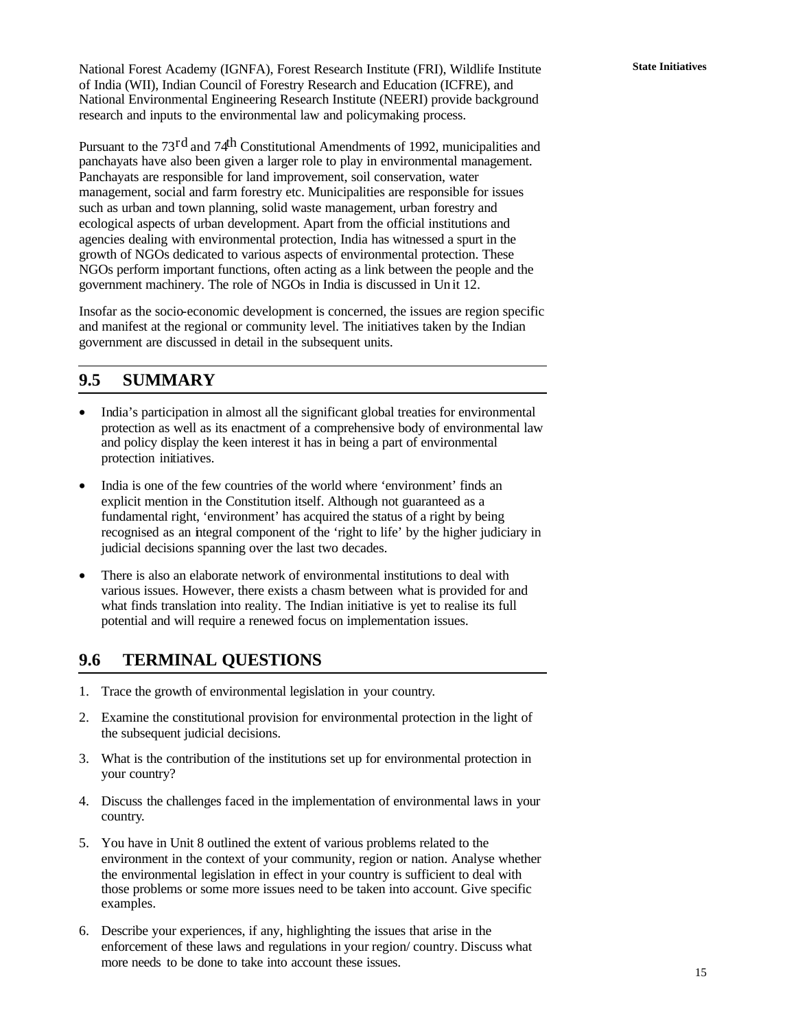National Forest Academy (IGNFA), Forest Research Institute (FRI), Wildlife Institute of India (WII), Indian Council of Forestry Research and Education (ICFRE), and National Environmental Engineering Research Institute (NEERI) provide background research and inputs to the environmental law and policymaking process.

Pursuant to the 73rd and 74th Constitutional Amendments of 1992, municipalities and panchayats have also been given a larger role to play in environmental management. Panchayats are responsible for land improvement, soil conservation, water management, social and farm forestry etc. Municipalities are responsible for issues such as urban and town planning, solid waste management, urban forestry and ecological aspects of urban development. Apart from the official institutions and agencies dealing with environmental protection, India has witnessed a spurt in the growth of NGOs dedicated to various aspects of environmental protection. These NGOs perform important functions, often acting as a link between the people and the government machinery. The role of NGOs in India is discussed in Unit 12.

Insofar as the socio-economic development is concerned, the issues are region specific and manifest at the regional or community level. The initiatives taken by the Indian government are discussed in detail in the subsequent units.

## 9.5 SUMMARY

- India's participation in almost all the significant global treaties for environmental protection as well as its enactment of a comprehensive body of environmental law and policy display the keen interest it has in being a part of environmental protection initiatives.
- India is one of the few countries of the world where 'environment' finds an explicit mention in the Constitution itself. Although not guaranteed as a fundamental right, 'environment' has acquired the status of a right by being recognised as an integral component of the 'right to life' by the higher judiciary in judicial decisions spanning over the last two decades.
- There is also an elaborate network of environmental institutions to deal with various issues. However, there exists a chasm between what is provided for and what finds translation into reality. The Indian initiative is yet to realise its full potential and will require a renewed focus on implementation issues.

## 9.6 TERMINAL QUESTIONS

1. Trace the growth of environmental legislation in your country.
2. Examine the constitutional provision for environmental protection in the light of the subsequent judicial decisions.
3. What is the contribution of the institutions set up for environmental protection in your country?
4. Discuss the challenges faced in the implementation of environmental laws in your country.
5. You have in Unit 8 outlined the extent of various problems related to the environment in the context of your community, region or nation. Analyse whether the environmental legislation in effect in your country is sufficient to deal with those problems or some more issues need to be taken into account. Give specific examples.
6. Describe your experiences, if any, highlighting the issues that arise in the enforcement of these laws and regulations in your region/ country. Discuss what more needs to be done to take into account these issues.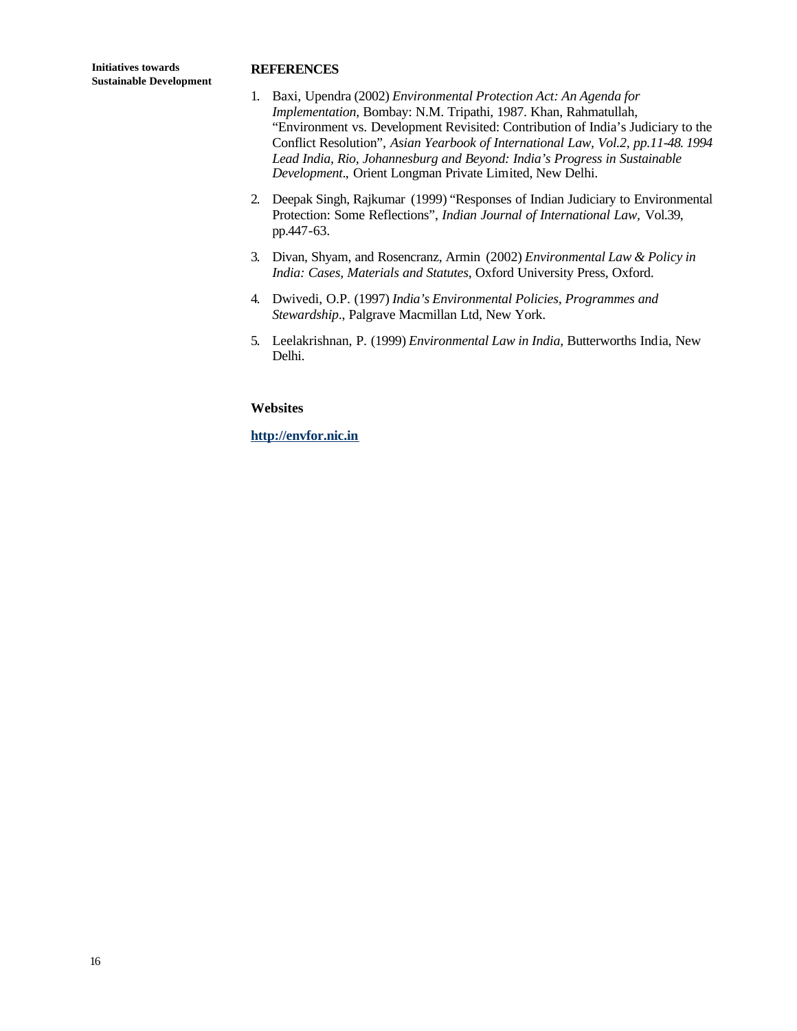## REFERENCES

1. Baxi, Upendra (2002) *Environmental Protection Act: An Agenda for Implementation*, Bombay: N.M. Tripathi, 1987. Khan, Rahmatullah, "Environment vs. Development Revisited: Contribution of India's Judiciary to the Conflict Resolution", *Asian Yearbook of International Law, Vol.2, pp.11-48. 1994 Lead India, Rio, Johannesburg and Beyond: India's Progress in Sustainable Development*., Orient Longman Private Limited, New Delhi.

2. Deepak Singh, Rajkumar (1999) "Responses of Indian Judiciary to Environmental Protection: Some Reflections", *Indian Journal of International Law*, Vol.39, pp.447-63.

3. Divan, Shyam, and Rosencranz, Armin (2002) *Environmental Law & Policy in India: Cases, Materials and Statutes*, Oxford University Press, Oxford.

4. Dwivedi, O.P. (1997) *India's Environmental Policies, Programmes and Stewardship*., Palgrave Macmillan Ltd, New York.

5. Leelakrishnan, P. (1999) *Environmental Law in India*, Butterworths India, New Delhi.

### Websites

**http://envfor.nic.in**